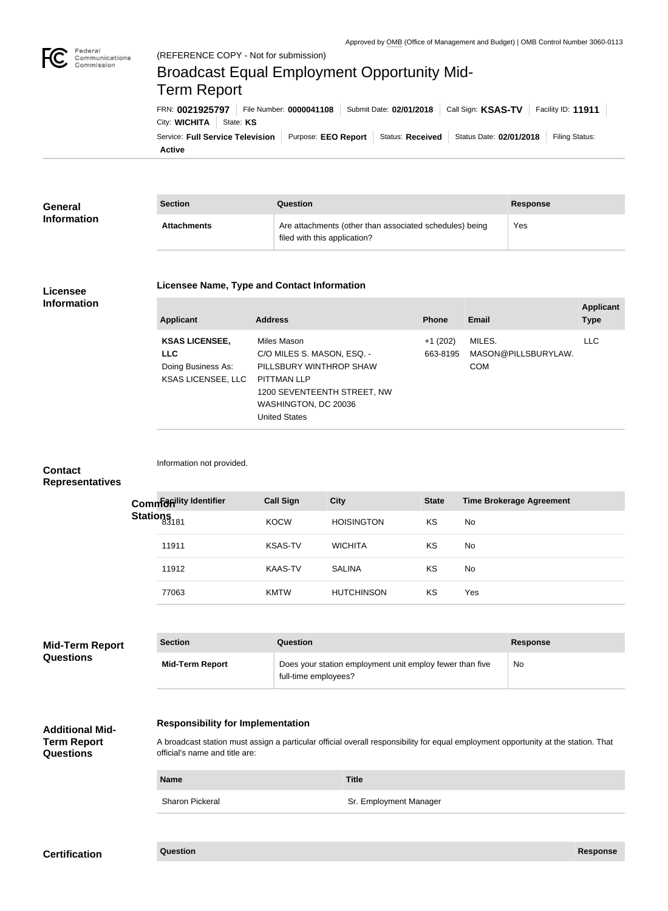Approved by OMB (Office of Management and Budget) | OMB Control Number 3060-0113

(REFERENCE COPY - Not for submission)

# Broadcast Equal Employment Opportunity Mid-Term Report

FRN: **0021925797** | File Number: **0000041108** | Submit Date: **02/01/2018** | Call Sign: **KSAS-TV** | Facility ID: **11911** | City: **WICHITA** | State: **KS**

Service: **Full Service Television** | Purpose: **EEO Report** | Status: **Received** | Status Date: **02/01/2018** | Filing Status: **Active**

## General Information

| Section | Question | Response |
| --- | --- | --- |
| **Attachments** | Are attachments (other than associated schedules) being filed with this application? | Yes |

## Licensee Information

### Licensee Name, Type and Contact Information

| Applicant | Address | Phone | Email | Applicant Type |
| --- | --- | --- | --- | --- |
| **KSAS LICENSEE, LLC** Doing Business As: KSAS LICENSEE, LLC | Miles Mason C/O MILES S. MASON, ESQ. - PILLSBURY WINTHROP SHAW PITTMAN LLP 1200 SEVENTEENTH STREET, NW WASHINGTON, DC 20036 United States | +1 (202) 663-8195 | MILES.MASON@PILLSBURYLAW.COM | LLC |

## Contact Representatives

Information not provided.

## Common Stations

| Facility Identifier | Call Sign | City | State | Time Brokerage Agreement |
| --- | --- | --- | --- | --- |
| 83181 | KOCW | HOISINGTON | KS | No |
| 11911 | KSAS-TV | WICHITA | KS | No |
| 11912 | KAAS-TV | SALINA | KS | No |
| 77063 | KMTW | HUTCHINSON | KS | Yes |

## Mid-Term Report Questions

| Section | Question | Response |
| --- | --- | --- |
| **Mid-Term Report** | Does your station employment unit employ fewer than five full-time employees? | No |

## Additional Mid-Term Report Questions

### Responsibility for Implementation

A broadcast station must assign a particular official overall responsibility for equal employment opportunity at the station. That official's name and title are:

| Name | Title |
| --- | --- |
| Sharon Pickeral | Sr. Employment Manager |

## Certification

| Question | Response |
| --- | --- |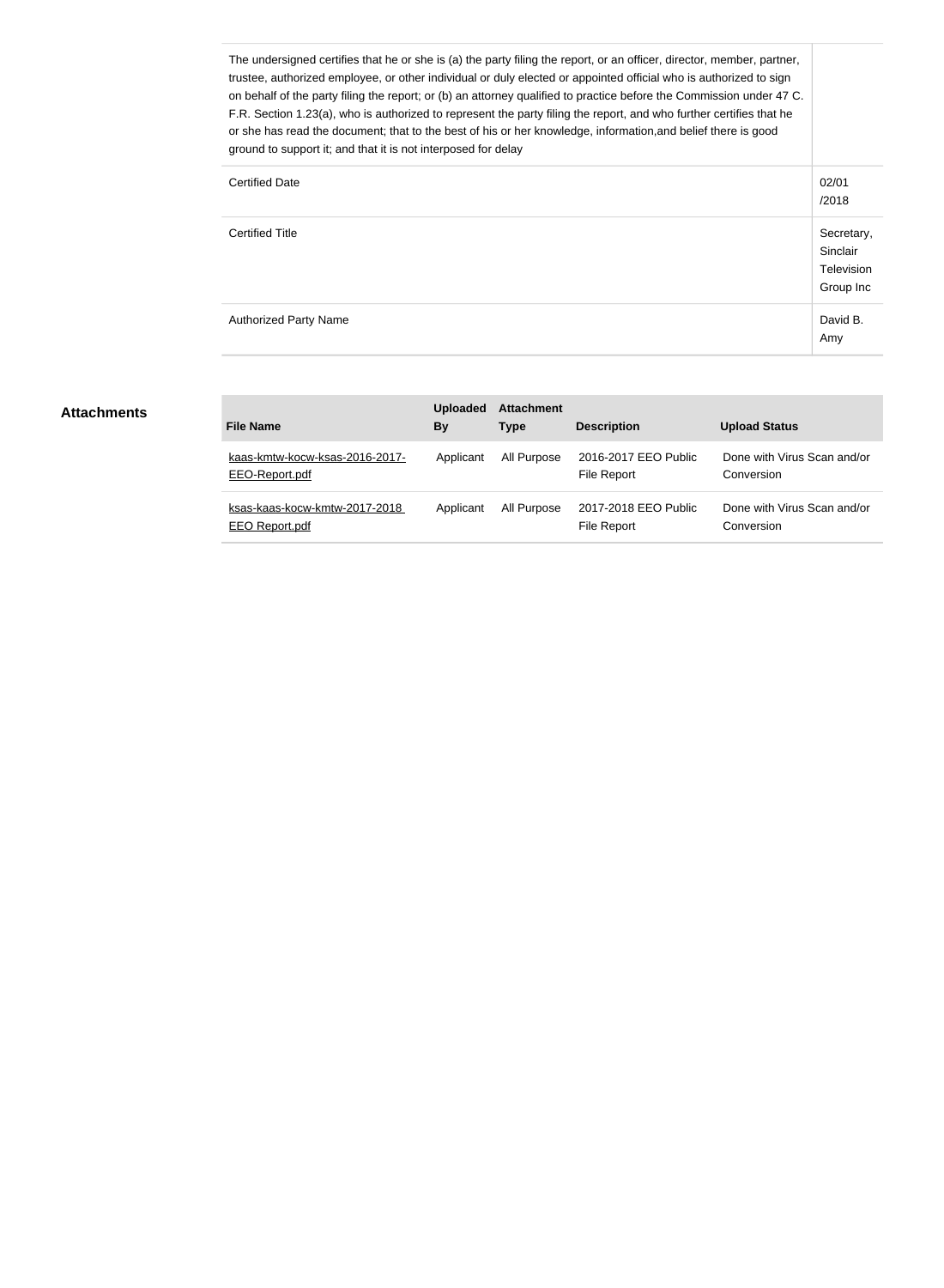| | |
|---|---|
| The undersigned certifies that he or she is (a) the party filing the report, or an officer, director, member, partner, trustee, authorized employee, or other individual or duly elected or appointed official who is authorized to sign on behalf of the party filing the report; or (b) an attorney qualified to practice before the Commission under 47 C.F.R. Section 1.23(a), who is authorized to represent the party filing the report, and who further certifies that he or she has read the document; that to the best of his or her knowledge, information,and belief there is good ground to support it; and that it is not interposed for delay | |
| Certified Date | 02/01/2018 |
| Certified Title | Secretary, Sinclair Television Group Inc |
| Authorized Party Name | David B. Amy |

## Attachments

| File Name | Uploaded By | Attachment Type | Description | Upload Status |
|---|---|---|---|---|
| kaas-kmtw-kocw-ksas-2016-2017-EEO-Report.pdf | Applicant | All Purpose | 2016-2017 EEO Public File Report | Done with Virus Scan and/or Conversion |
| ksas-kaas-kocw-kmtw-2017-2018 EEO Report.pdf | Applicant | All Purpose | 2017-2018 EEO Public File Report | Done with Virus Scan and/or Conversion |